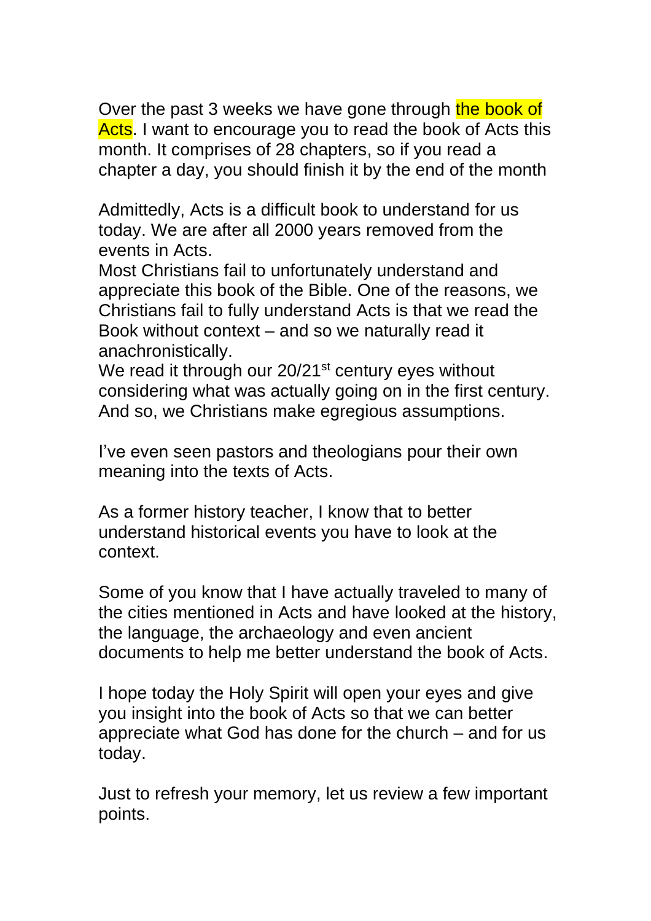Over the past 3 weeks we have gone through the book of Acts. I want to encourage you to read the book of Acts this month. It comprises of 28 chapters, so if you read a chapter a day, you should finish it by the end of the month

Admittedly, Acts is a difficult book to understand for us today. We are after all 2000 years removed from the events in Acts.
Most Christians fail to unfortunately understand and appreciate this book of the Bible. One of the reasons, we Christians fail to fully understand Acts is that we read the Book without context – and so we naturally read it anachronistically.
We read it through our 20/21st century eyes without considering what was actually going on in the first century. And so, we Christians make egregious assumptions.

I've even seen pastors and theologians pour their own meaning into the texts of Acts.

As a former history teacher, I know that to better understand historical events you have to look at the context.

Some of you know that I have actually traveled to many of the cities mentioned in Acts and have looked at the history, the language, the archaeology and even ancient documents to help me better understand the book of Acts.

I hope today the Holy Spirit will open your eyes and give you insight into the book of Acts so that we can better appreciate what God has done for the church – and for us today.

Just to refresh your memory, let us review a few important points.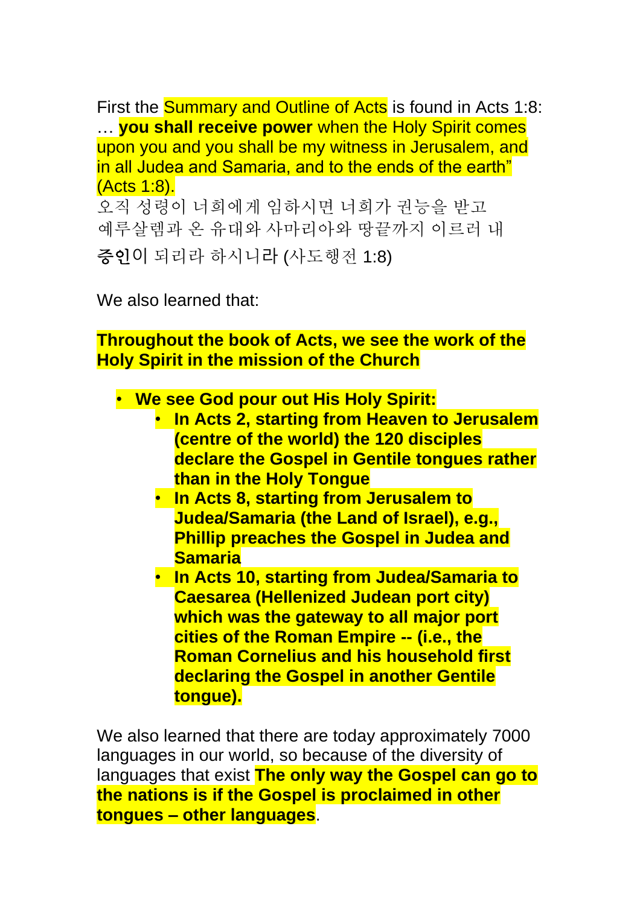First the Summary and Outline of Acts is found in Acts 1:8: … **you shall receive power** when the Holy Spirit comes upon you and you shall be my witness in Jerusalem, and in all Judea and Samaria, and to the ends of the earth" (Acts 1:8).

오직 성령이 너희에게 임하시면 너희가 권능을 받고 예루살렘과 온 유대와 사마리아와 땅끝까지 이르러 내 **증인**이 되리라 하시니라 (사도행전 1:8)

We also learned that:

**Throughout the book of Acts, we see the work of the Holy Spirit in the mission of the Church**

- **We see God pour out His Holy Spirit:**
  - **In Acts 2, starting from Heaven to Jerusalem (centre of the world) the 120 disciples declare the Gospel in Gentile tongues rather than in the Holy Tongue**
  - **In Acts 8, starting from Jerusalem to Judea/Samaria (the Land of Israel), e.g., Phillip preaches the Gospel in Judea and Samaria**
  - **In Acts 10, starting from Judea/Samaria to Caesarea (Hellenized Judean port city) which was the gateway to all major port cities of the Roman Empire -- (i.e., the Roman Cornelius and his household first declaring the Gospel in another Gentile tongue).**

We also learned that there are today approximately 7000 languages in our world, so because of the diversity of languages that exist **The only way the Gospel can go to the nations is if the Gospel is proclaimed in other tongues – other languages**.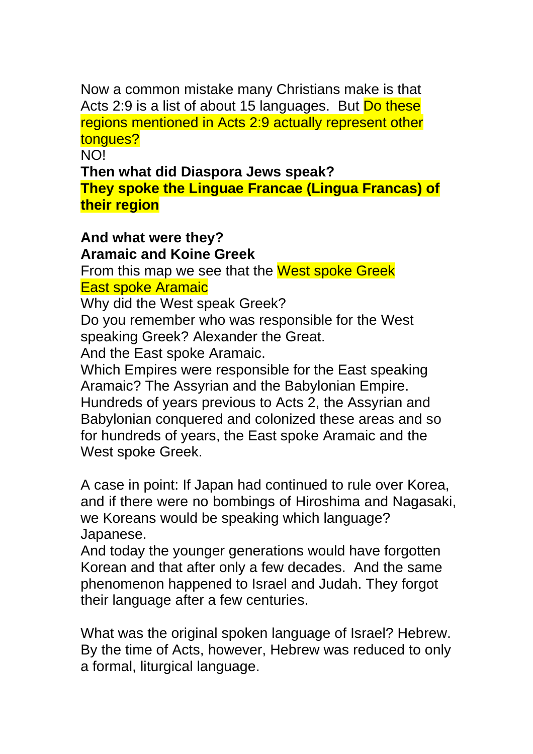Now a common mistake many Christians make is that Acts 2:9 is a list of about 15 languages. But Do these regions mentioned in Acts 2:9 actually represent other tongues?
NO!

**Then what did Diaspora Jews speak?**
**They spoke the Linguae Francae (Lingua Francas) of their region**

**And what were they?**
**Aramaic and Koine Greek**
From this map we see that the West spoke Greek
East spoke Aramaic
Why did the West speak Greek?
Do you remember who was responsible for the West speaking Greek? Alexander the Great.
And the East spoke Aramaic.
Which Empires were responsible for the East speaking Aramaic? The Assyrian and the Babylonian Empire. Hundreds of years previous to Acts 2, the Assyrian and Babylonian conquered and colonized these areas and so for hundreds of years, the East spoke Aramaic and the West spoke Greek.

A case in point: If Japan had continued to rule over Korea, and if there were no bombings of Hiroshima and Nagasaki, we Koreans would be speaking which language? Japanese.
And today the younger generations would have forgotten Korean and that after only a few decades. And the same phenomenon happened to Israel and Judah. They forgot their language after a few centuries.

What was the original spoken language of Israel? Hebrew. By the time of Acts, however, Hebrew was reduced to only a formal, liturgical language.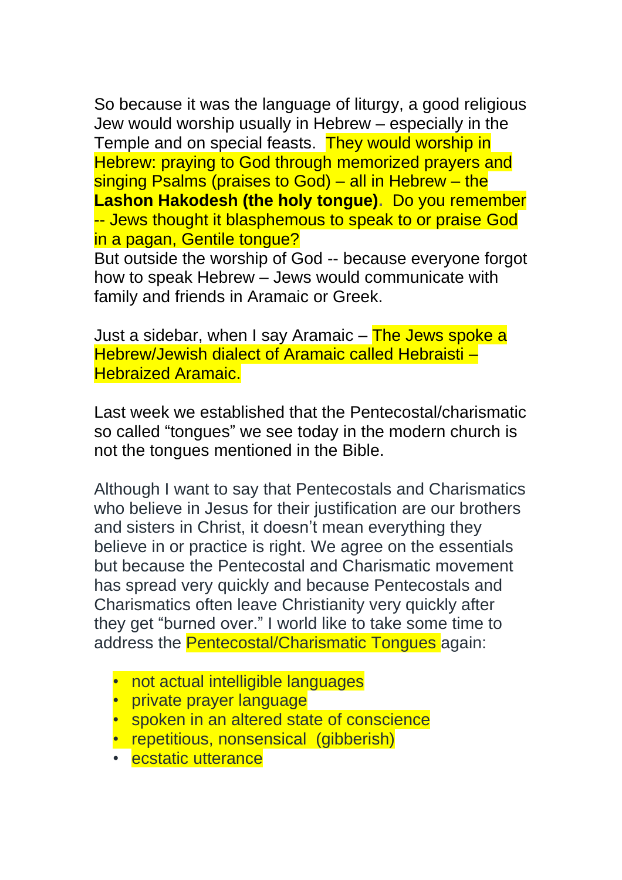So because it was the language of liturgy, a good religious Jew would worship usually in Hebrew – especially in the Temple and on special feasts. They would worship in Hebrew: praying to God through memorized prayers and singing Psalms (praises to God) – all in Hebrew – the **Lashon Hakodesh (the holy tongue)**. Do you remember -- Jews thought it blasphemous to speak to or praise God in a pagan, Gentile tongue?
But outside the worship of God -- because everyone forgot how to speak Hebrew – Jews would communicate with family and friends in Aramaic or Greek.

Just a sidebar, when I say Aramaic – The Jews spoke a Hebrew/Jewish dialect of Aramaic called Hebraisti – Hebraized Aramaic.

Last week we established that the Pentecostal/charismatic so called "tongues" we see today in the modern church is not the tongues mentioned in the Bible.

Although I want to say that Pentecostals and Charismatics who believe in Jesus for their justification are our brothers and sisters in Christ, it doesn't mean everything they believe in or practice is right. We agree on the essentials but because the Pentecostal and Charismatic movement has spread very quickly and because Pentecostals and Charismatics often leave Christianity very quickly after they get "burned over." I world like to take some time to address the Pentecostal/Charismatic Tongues again:

- not actual intelligible languages
- private prayer language
- spoken in an altered state of conscience
- repetitious, nonsensical (gibberish)
- ecstatic utterance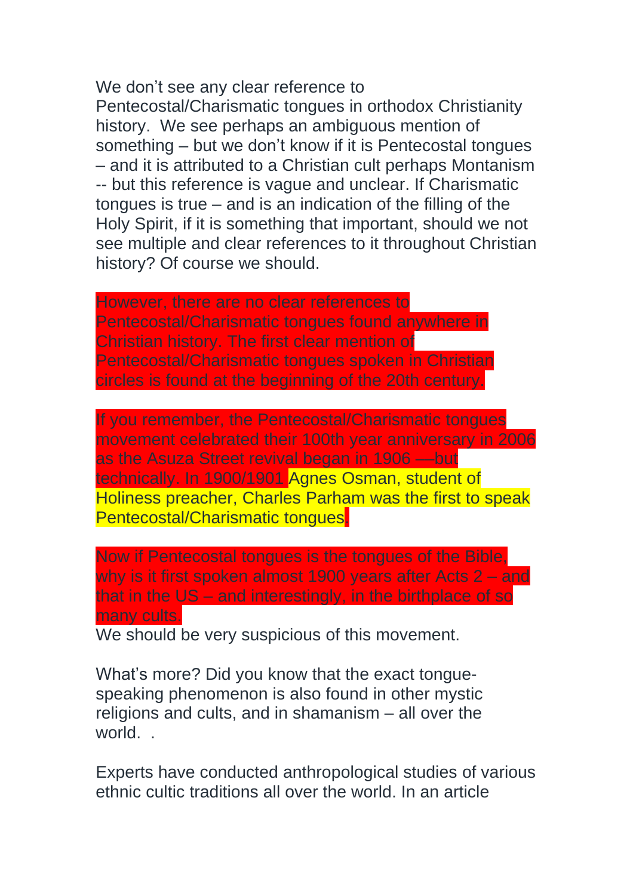We don't see any clear reference to Pentecostal/Charismatic tongues in orthodox Christianity history. We see perhaps an ambiguous mention of something – but we don't know if it is Pentecostal tongues – and it is attributed to a Christian cult perhaps Montanism -- but this reference is vague and unclear. If Charismatic tongues is true – and is an indication of the filling of the Holy Spirit, if it is something that important, should we not see multiple and clear references to it throughout Christian history? Of course we should.

However, there are no clear references to Pentecostal/Charismatic tongues found anywhere in Christian history. The first clear mention of Pentecostal/Charismatic tongues spoken in Christian circles is found at the beginning of the 20th century.

If you remember, the Pentecostal/Charismatic tongues movement celebrated their 100th year anniversary in 2006 as the Asuza Street revival began in 1906 —but technically. In 1900/1901 Agnes Osman, student of Holiness preacher, Charles Parham was the first to speak Pentecostal/Charismatic tongues.

Now if Pentecostal tongues is the tongues of the Bible, why is it first spoken almost 1900 years after Acts 2 – and that in the US – and interestingly, in the birthplace of so many cults.
We should be very suspicious of this movement.

What's more? Did you know that the exact tongue-speaking phenomenon is also found in other mystic religions and cults, and in shamanism – all over the world. .

Experts have conducted anthropological studies of various ethnic cultic traditions all over the world. In an article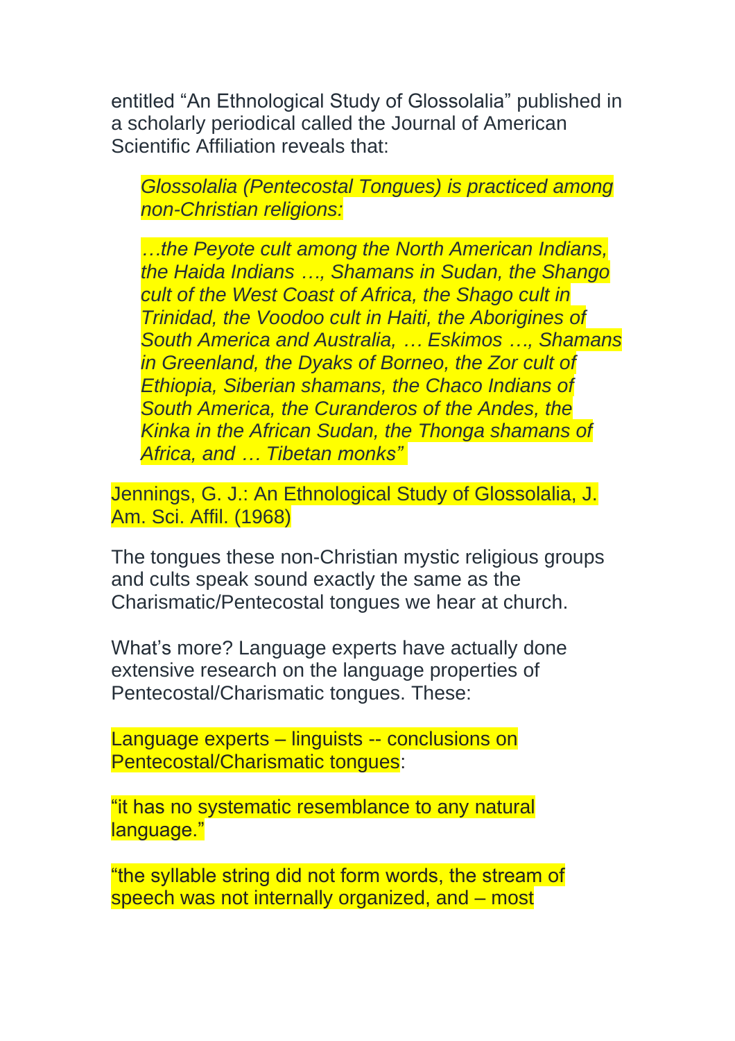entitled “An Ethnological Study of Glossolalia” published in a scholarly periodical called the Journal of American Scientific Affiliation reveals that:

> *Glossolalia (Pentecostal Tongues) is practiced among non-Christian religions:*
>
> *…the Peyote cult among the North American Indians, the Haida Indians …, Shamans in Sudan, the Shango cult of the West Coast of Africa, the Shago cult in Trinidad, the Voodoo cult in Haiti, the Aborigines of South America and Australia, … Eskimos …, Shamans in Greenland, the Dyaks of Borneo, the Zor cult of Ethiopia, Siberian shamans, the Chaco Indians of South America, the Curanderos of the Andes, the Kinka in the African Sudan, the Thonga shamans of Africa, and … Tibetan monks”*

Jennings, G. J.: An Ethnological Study of Glossolalia, J. Am. Sci. Affil. (1968)

The tongues these non-Christian mystic religious groups and cults speak sound exactly the same as the Charismatic/Pentecostal tongues we hear at church.

What’s more? Language experts have actually done extensive research on the language properties of Pentecostal/Charismatic tongues. These:

Language experts – linguists -- conclusions on Pentecostal/Charismatic tongues:

“it has no systematic resemblance to any natural language.”

“the syllable string did not form words, the stream of speech was not internally organized, and – most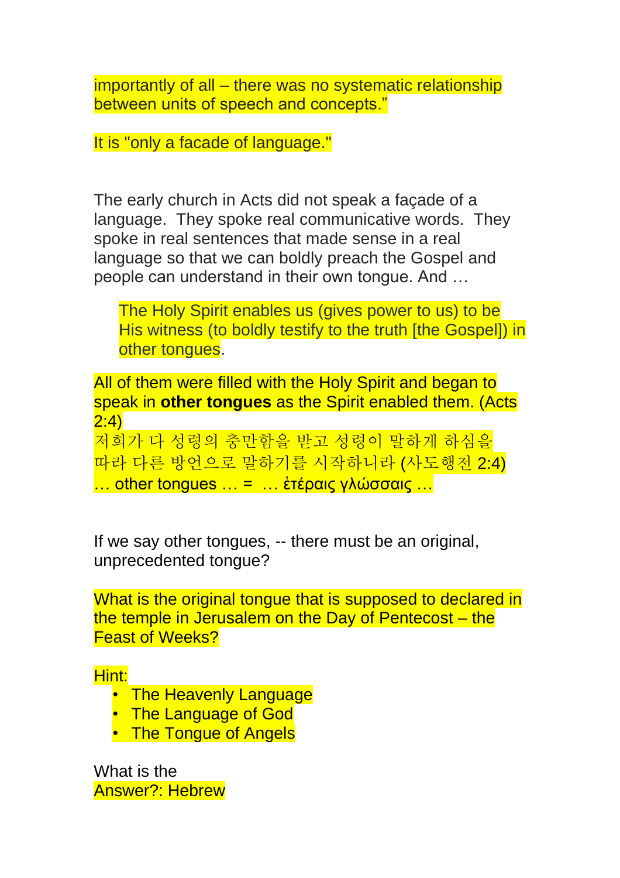importantly of all – there was no systematic relationship between units of speech and concepts."

It is "only a facade of language."

The early church in Acts did not speak a façade of a language. They spoke real communicative words. They spoke in real sentences that made sense in a real language so that we can boldly preach the Gospel and people can understand in their own tongue. And …

> The Holy Spirit enables us (gives power to us) to be His witness (to boldly testify to the truth [the Gospel]) in other tongues.

All of them were filled with the Holy Spirit and began to speak in **other tongues** as the Spirit enabled them. (Acts 2:4)
저희가 다 성령의 충만함을 받고 성령이 말하게 하심을 따라 다른 방언으로 말하기를 시작하니라 (사도행전 2:4)
… other tongues … = … ἑτέραις γλώσσαις …

If we say other tongues, -- there must be an original, unprecedented tongue?

What is the original tongue that is supposed to declared in the temple in Jerusalem on the Day of Pentecost – the Feast of Weeks?

Hint:

- The Heavenly Language
- The Language of God
- The Tongue of Angels

What is the
Answer?: Hebrew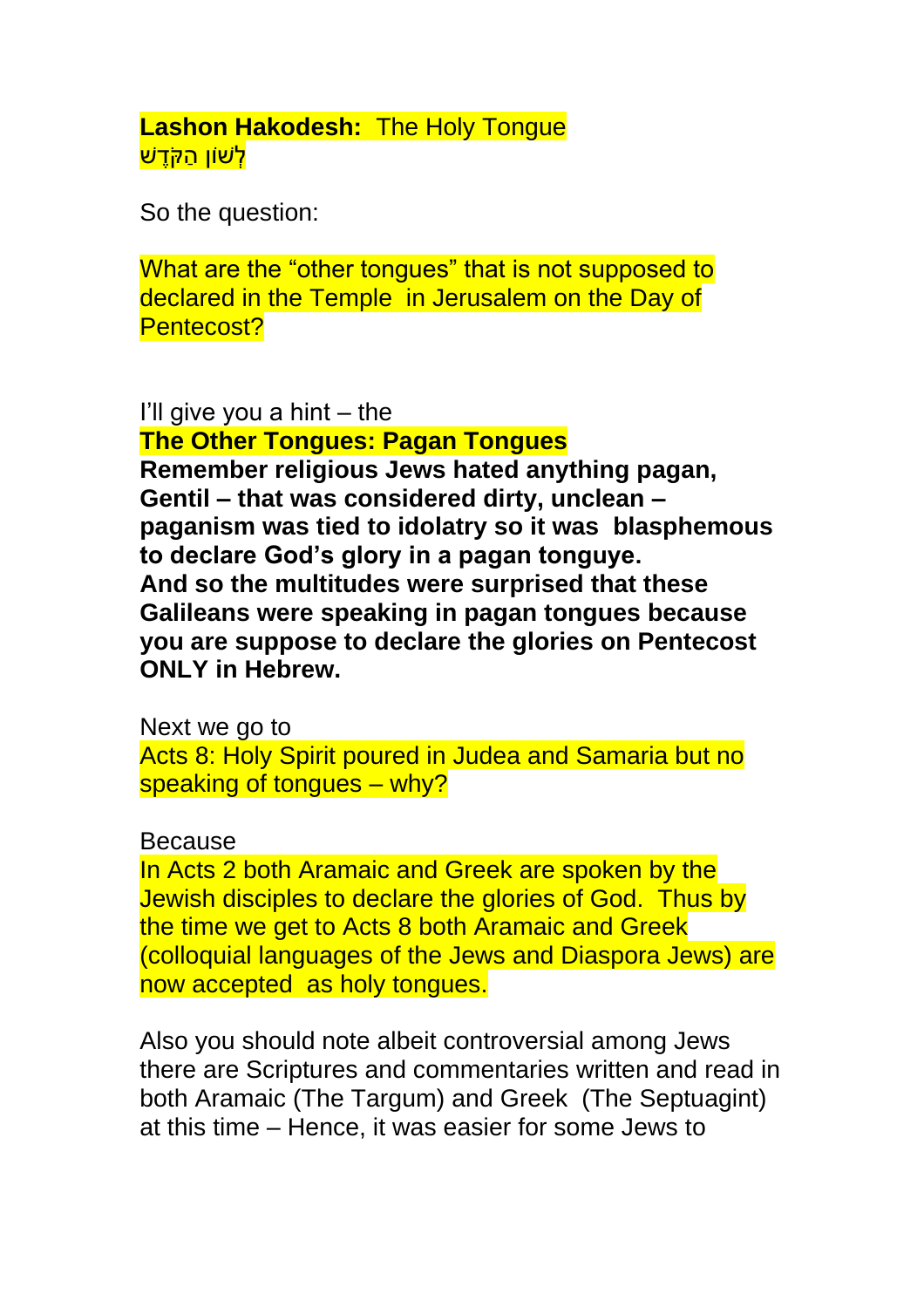**Lashon Hakodesh:** The Holy Tongue
לָשׁוֹן הַקֹּדֶשׁ

So the question:

What are the “other tongues” that is not supposed to declared in the Temple in Jerusalem on the Day of Pentecost?

I’ll give you a hint – the
**The Other Tongues: Pagan Tongues**
**Remember religious Jews hated anything pagan, Gentil – that was considered dirty, unclean – paganism was tied to idolatry so it was blasphemous to declare God’s glory in a pagan tonguye.**
**And so the multitudes were surprised that these Galileans were speaking in pagan tongues because you are suppose to declare the glories on Pentecost ONLY in Hebrew.**

Next we go to
Acts 8: Holy Spirit poured in Judea and Samaria but no speaking of tongues – why?

Because
In Acts 2 both Aramaic and Greek are spoken by the Jewish disciples to declare the glories of God. Thus by the time we get to Acts 8 both Aramaic and Greek (colloquial languages of the Jews and Diaspora Jews) are now accepted as holy tongues.

Also you should note albeit controversial among Jews there are Scriptures and commentaries written and read in both Aramaic (The Targum) and Greek (The Septuagint) at this time – Hence, it was easier for some Jews to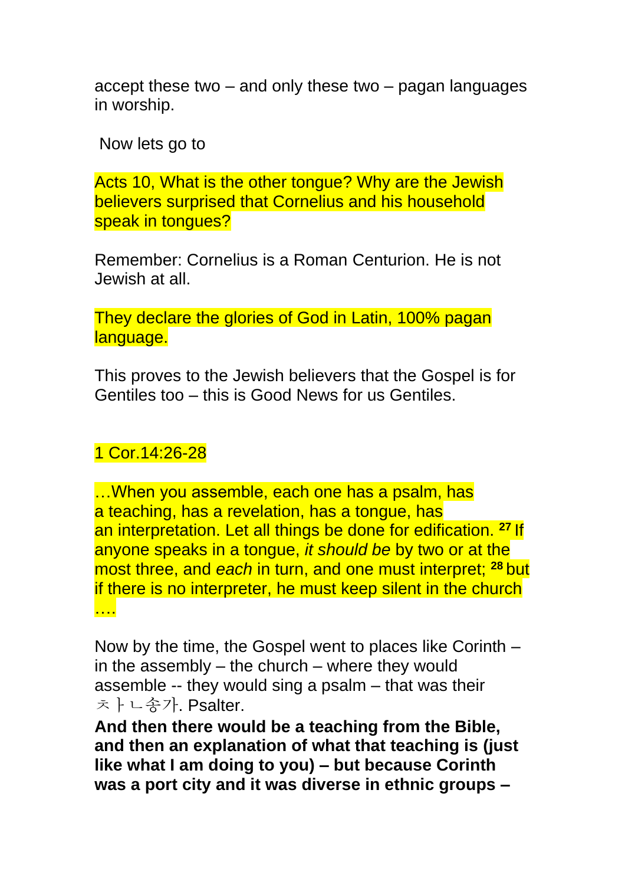accept these two – and only these two – pagan languages in worship.

Now lets go to

Acts 10, What is the other tongue? Why are the Jewish believers surprised that Cornelius and his household speak in tongues?

Remember: Cornelius is a Roman Centurion. He is not Jewish at all.

They declare the glories of God in Latin, 100% pagan language.

This proves to the Jewish believers that the Gospel is for Gentiles too – this is Good News for us Gentiles.

1 Cor.14:26-28

…When you assemble, each one has a psalm, has a teaching, has a revelation, has a tongue, has an interpretation. Let all things be done for edification. [27] If anyone speaks in a tongue, *it should be* by two or at the most three, and *each* in turn, and one must interpret; [28] but if there is no interpreter, he must keep silent in the church ….

Now by the time, the Gospel went to places like Corinth – in the assembly – the church – where they would assemble -- they would sing a psalm – that was their ㅊㅏㄴ송가. Psalter.

**And then there would be a teaching from the Bible, and then an explanation of what that teaching is (just like what I am doing to you) – but because Corinth was a port city and it was diverse in ethnic groups –**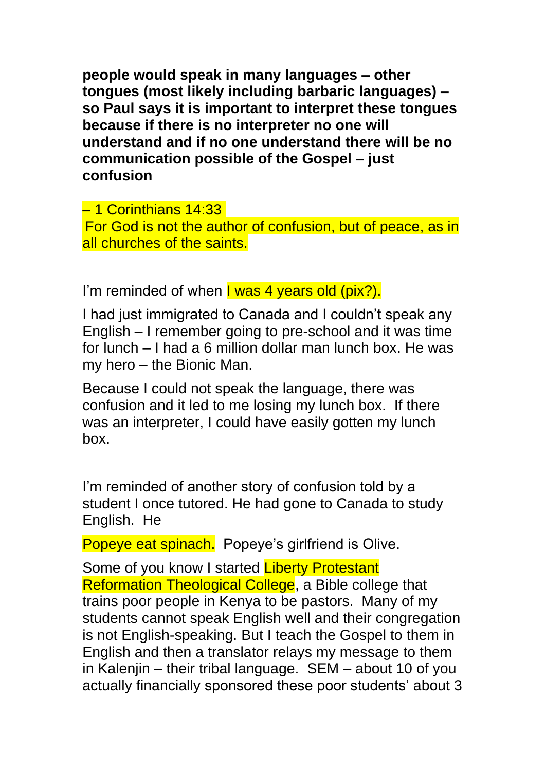**people would speak in many languages – other tongues (most likely including barbaric languages) – so Paul says it is important to interpret these tongues because if there is no interpreter no one will understand and if no one understand there will be no communication possible of the Gospel – just confusion**

**–** 1 Corinthians 14:33
For God is not the author of confusion, but of peace, as in all churches of the saints.

I'm reminded of when I was 4 years old (pix?).

I had just immigrated to Canada and I couldn't speak any English – I remember going to pre-school and it was time for lunch – I had a 6 million dollar man lunch box. He was my hero – the Bionic Man.

Because I could not speak the language, there was confusion and it led to me losing my lunch box. If there was an interpreter, I could have easily gotten my lunch box.

I'm reminded of another story of confusion told by a student I once tutored. He had gone to Canada to study English. He

Popeye eat spinach. Popeye's girlfriend is Olive.

Some of you know I started Liberty Protestant Reformation Theological College, a Bible college that trains poor people in Kenya to be pastors. Many of my students cannot speak English well and their congregation is not English-speaking. But I teach the Gospel to them in English and then a translator relays my message to them in Kalenjin – their tribal language. SEM – about 10 of you actually financially sponsored these poor students' about 3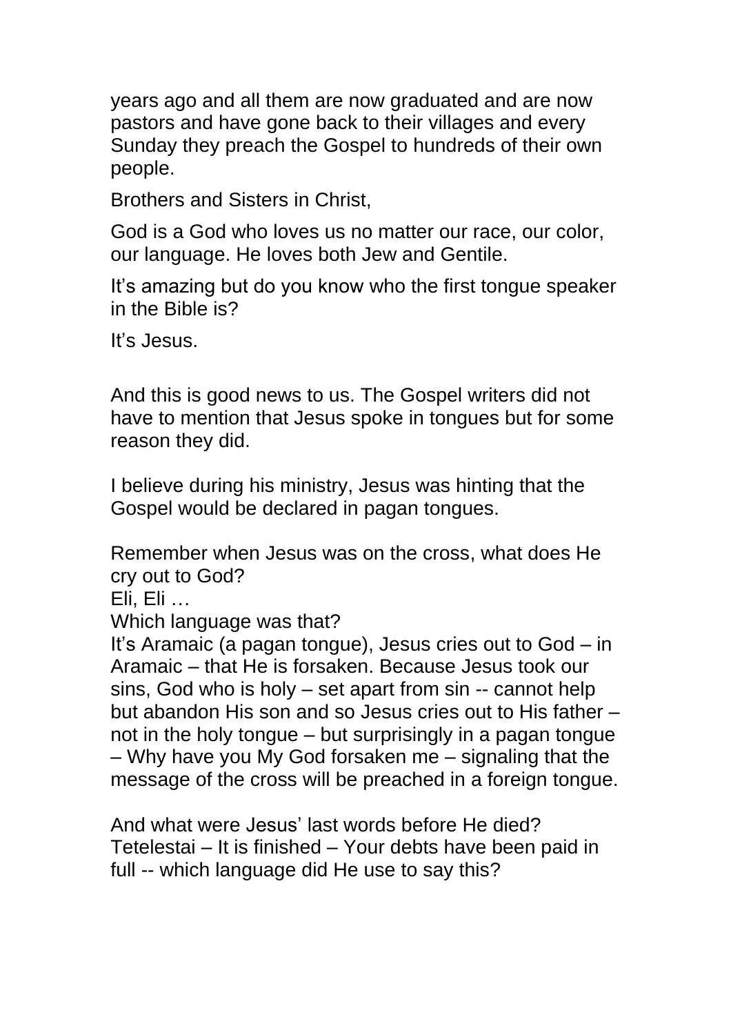years ago and all them are now graduated and are now pastors and have gone back to their villages and every Sunday they preach the Gospel to hundreds of their own people.

Brothers and Sisters in Christ,

God is a God who loves us no matter our race, our color, our language. He loves both Jew and Gentile.

It's amazing but do you know who the first tongue speaker in the Bible is?

It's Jesus.

And this is good news to us. The Gospel writers did not have to mention that Jesus spoke in tongues but for some reason they did.

I believe during his ministry, Jesus was hinting that the Gospel would be declared in pagan tongues.

Remember when Jesus was on the cross, what does He cry out to God?
Eli, Eli …
Which language was that?
It's Aramaic (a pagan tongue), Jesus cries out to God – in Aramaic – that He is forsaken. Because Jesus took our sins, God who is holy – set apart from sin -- cannot help but abandon His son and so Jesus cries out to His father – not in the holy tongue – but surprisingly in a pagan tongue – Why have you My God forsaken me – signaling that the message of the cross will be preached in a foreign tongue.

And what were Jesus' last words before He died?
Tetelestai – It is finished – Your debts have been paid in full -- which language did He use to say this?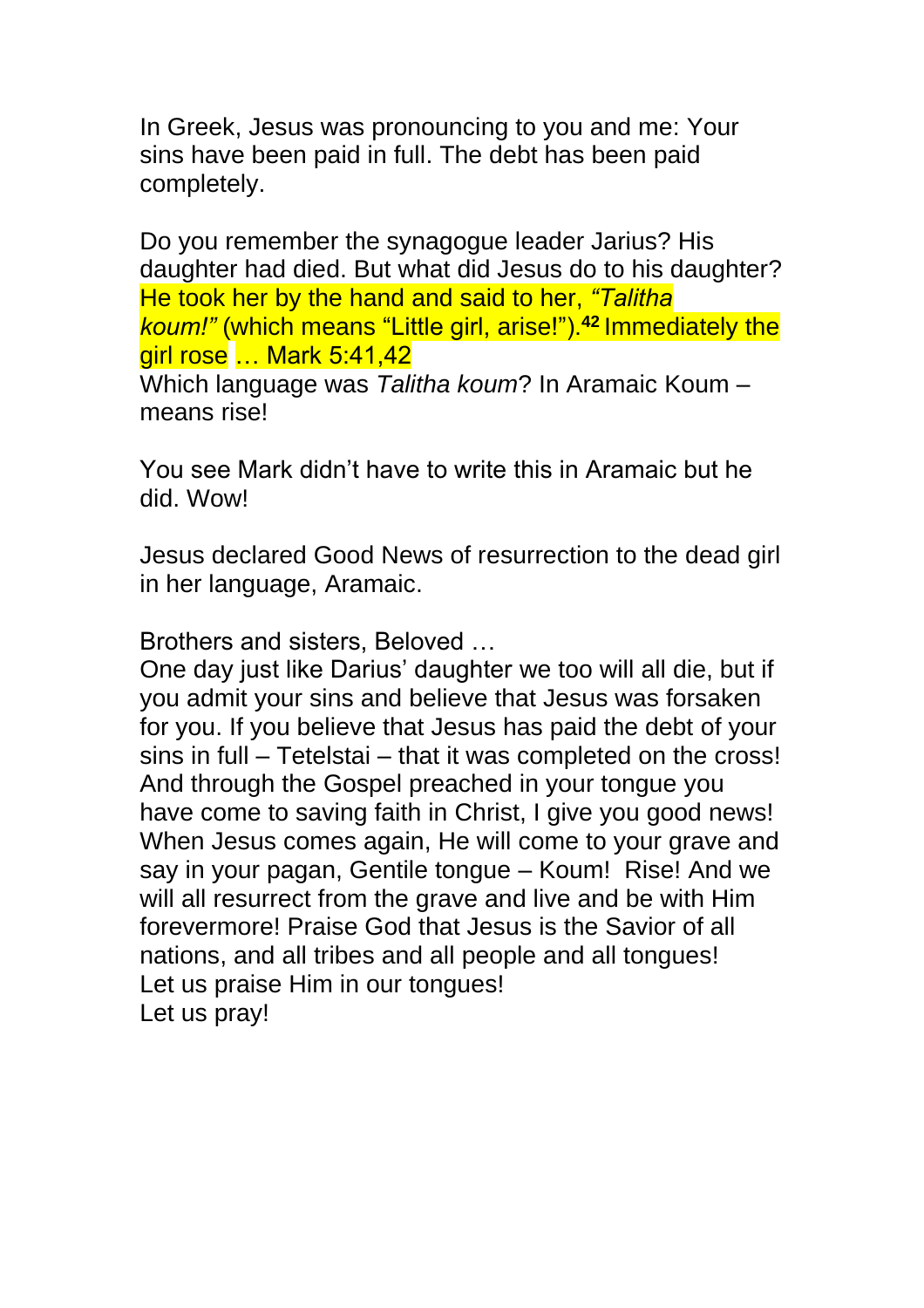In Greek, Jesus was pronouncing to you and me: Your sins have been paid in full. The debt has been paid completely.

Do you remember the synagogue leader Jarius? His daughter had died. But what did Jesus do to his daughter? He took her by the hand and said to her, *"Talitha koum!"* (which means "Little girl, arise!").[42] Immediately the girl rose … Mark 5:41,42

Which language was *Talitha koum*? In Aramaic Koum – means rise!

You see Mark didn't have to write this in Aramaic but he did. Wow!

Jesus declared Good News of resurrection to the dead girl in her language, Aramaic.

Brothers and sisters, Beloved …

One day just like Darius' daughter we too will all die, but if you admit your sins and believe that Jesus was forsaken for you. If you believe that Jesus has paid the debt of your sins in full – Tetelstai – that it was completed on the cross! And through the Gospel preached in your tongue you have come to saving faith in Christ, I give you good news! When Jesus comes again, He will come to your grave and say in your pagan, Gentile tongue – Koum! Rise! And we will all resurrect from the grave and live and be with Him forevermore! Praise God that Jesus is the Savior of all nations, and all tribes and all people and all tongues!
Let us praise Him in our tongues!
Let us pray!